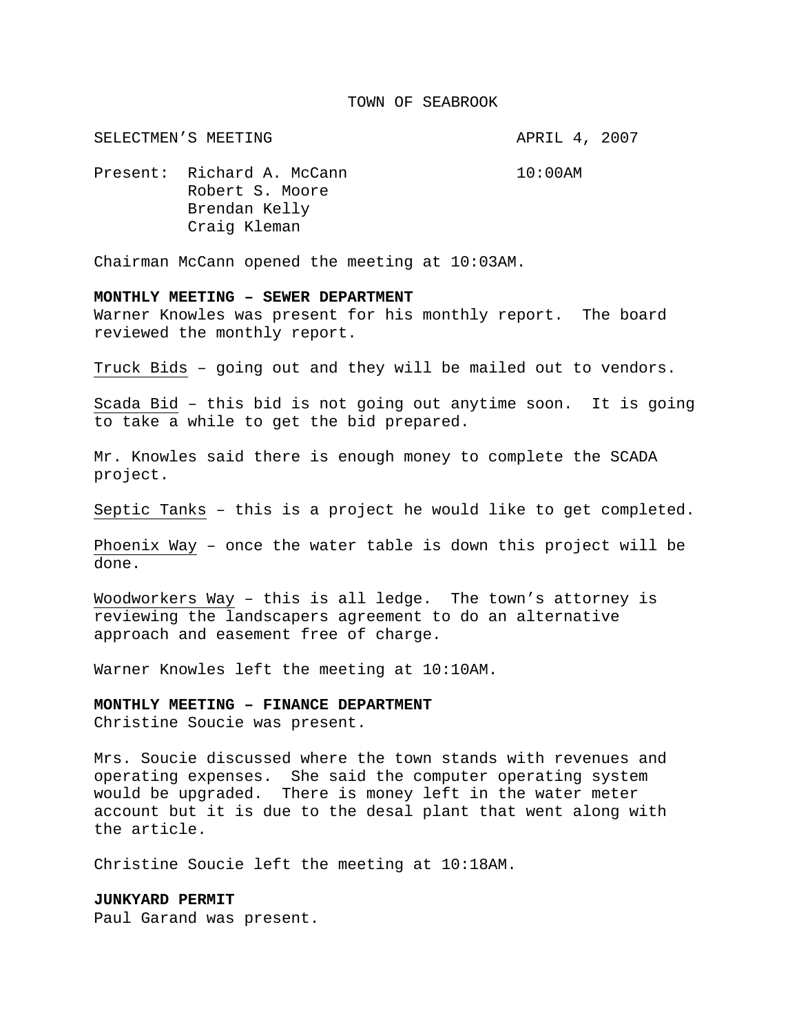# TOWN OF SEABROOK

SELECTMEN'S MEETING APRIL 4, 2007

Present: Richard A. McCann 10:00AM
Robert S. Moore
Brendan Kelly
Craig Kleman

Chairman McCann opened the meeting at 10:03AM.

**MONTHLY MEETING – SEWER DEPARTMENT**
Warner Knowles was present for his monthly report. The board reviewed the monthly report.

Truck Bids – going out and they will be mailed out to vendors.

Scada Bid – this bid is not going out anytime soon. It is going to take a while to get the bid prepared.

Mr. Knowles said there is enough money to complete the SCADA project.

Septic Tanks – this is a project he would like to get completed.

Phoenix Way – once the water table is down this project will be done.

Woodworkers Way – this is all ledge. The town's attorney is reviewing the landscapers agreement to do an alternative approach and easement free of charge.

Warner Knowles left the meeting at 10:10AM.

**MONTHLY MEETING – FINANCE DEPARTMENT**
Christine Soucie was present.

Mrs. Soucie discussed where the town stands with revenues and operating expenses. She said the computer operating system would be upgraded. There is money left in the water meter account but it is due to the desal plant that went along with the article.

Christine Soucie left the meeting at 10:18AM.

**JUNKYARD PERMIT**
Paul Garand was present.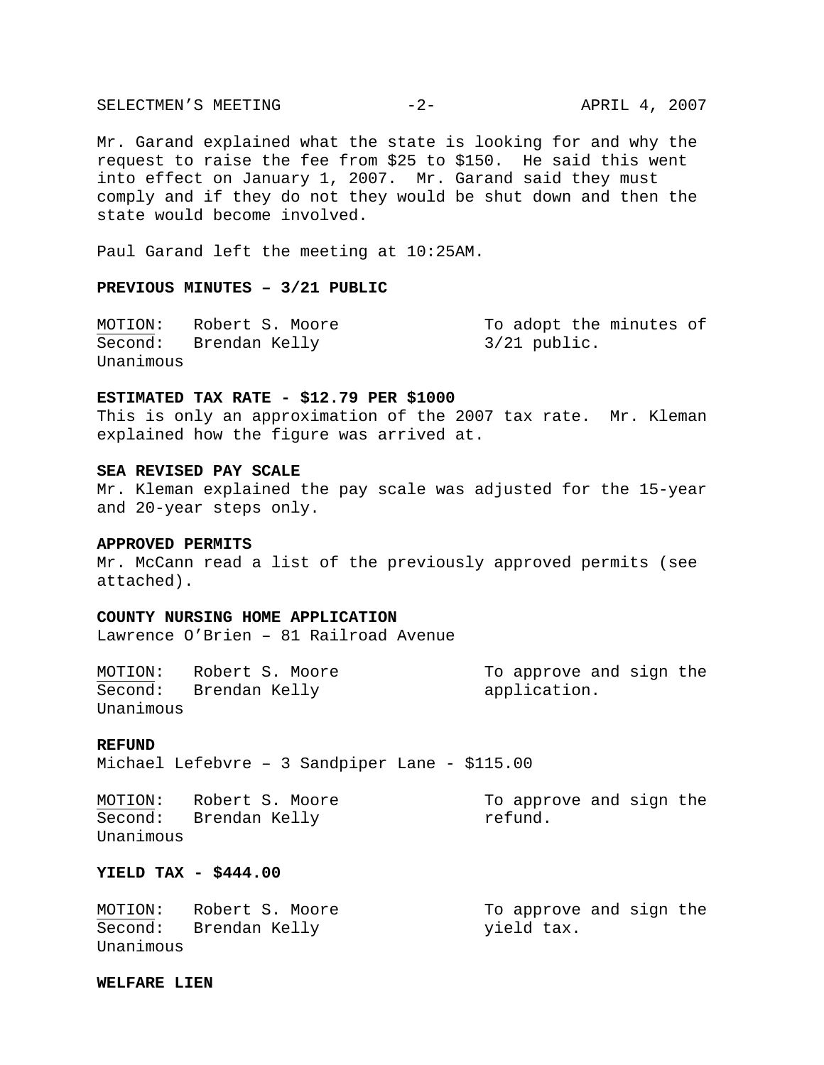Mr. Garand explained what the state is looking for and why the request to raise the fee from $25 to $150. He said this went into effect on January 1, 2007. Mr. Garand said they must comply and if they do not they would be shut down and then the state would become involved.

Paul Garand left the meeting at 10:25AM.

**PREVIOUS MINUTES – 3/21 PUBLIC**

MOTION: Robert S. Moore — To adopt the minutes of 3/21 public.
Second: Brendan Kelly
Unanimous

**ESTIMATED TAX RATE - $12.79 PER $1000**

This is only an approximation of the 2007 tax rate. Mr. Kleman explained how the figure was arrived at.

**SEA REVISED PAY SCALE**

Mr. Kleman explained the pay scale was adjusted for the 15-year and 20-year steps only.

**APPROVED PERMITS**

Mr. McCann read a list of the previously approved permits (see attached).

**COUNTY NURSING HOME APPLICATION**

Lawrence O'Brien – 81 Railroad Avenue

MOTION: Robert S. Moore — To approve and sign the application.
Second: Brendan Kelly
Unanimous

**REFUND**

Michael Lefebvre – 3 Sandpiper Lane - $115.00

MOTION: Robert S. Moore — To approve and sign the refund.
Second: Brendan Kelly
Unanimous

**YIELD TAX - $444.00**

MOTION: Robert S. Moore — To approve and sign the yield tax.
Second: Brendan Kelly
Unanimous

**WELFARE LIEN**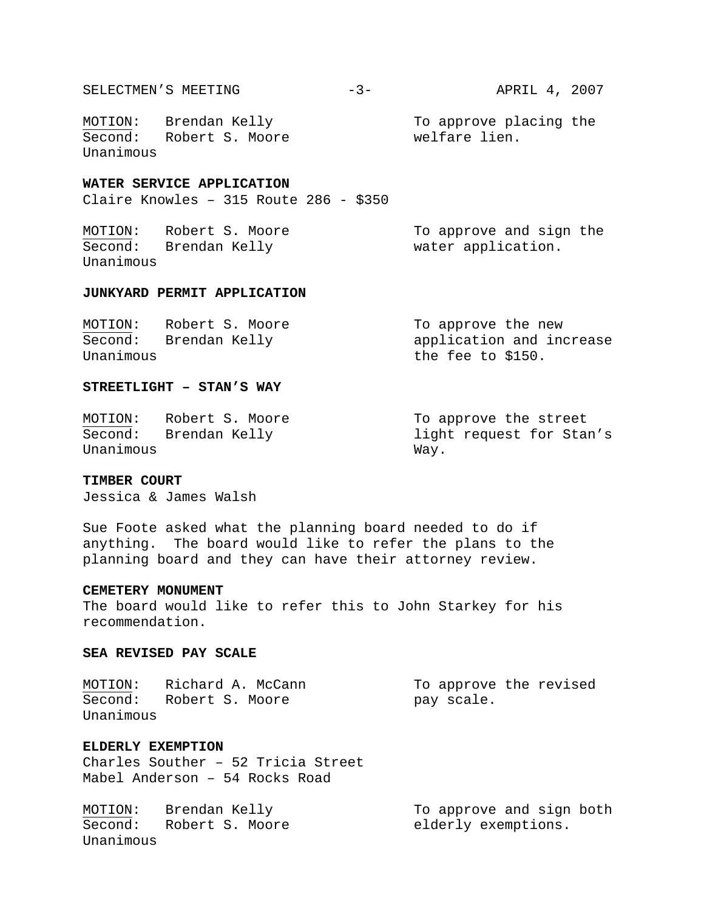<u>MOTION</u>: Brendan Kelly — To approve placing the welfare lien.
Second: Robert S. Moore
Unanimous

**WATER SERVICE APPLICATION**
Claire Knowles – 315 Route 286 - $350

<u>MOTION</u>: Robert S. Moore — To approve and sign the water application.
Second: Brendan Kelly
Unanimous

**JUNKYARD PERMIT APPLICATION**

<u>MOTION</u>: Robert S. Moore — To approve the new application and increase the fee to $150.
Second: Brendan Kelly
Unanimous

**STREETLIGHT – STAN'S WAY**

<u>MOTION</u>: Robert S. Moore — To approve the street light request for Stan's Way.
Second: Brendan Kelly
Unanimous

**TIMBER COURT**
Jessica & James Walsh

Sue Foote asked what the planning board needed to do if anything. The board would like to refer the plans to the planning board and they can have their attorney review.

**CEMETERY MONUMENT**
The board would like to refer this to John Starkey for his recommendation.

**SEA REVISED PAY SCALE**

<u>MOTION</u>: Richard A. McCann — To approve the revised pay scale.
Second: Robert S. Moore
Unanimous

**ELDERLY EXEMPTION**
Charles Souther – 52 Tricia Street
Mabel Anderson – 54 Rocks Road

<u>MOTION</u>: Brendan Kelly — To approve and sign both elderly exemptions.
Second: Robert S. Moore
Unanimous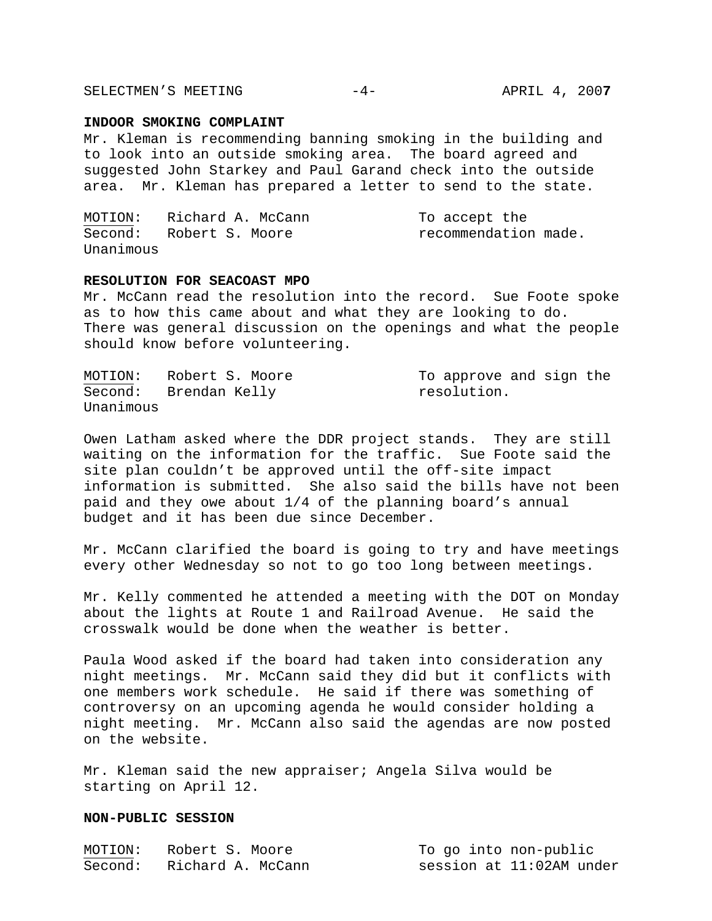**INDOOR SMOKING COMPLAINT**
Mr. Kleman is recommending banning smoking in the building and to look into an outside smoking area. The board agreed and suggested John Starkey and Paul Garand check into the outside area. Mr. Kleman has prepared a letter to send to the state.

| | | |
|---|---|---|
| <u>MOTION</u>: | Richard A. McCann | To accept the recommendation made. |
| Second: | Robert S. Moore | |
| Unanimous | | |

**RESOLUTION FOR SEACOAST MPO**
Mr. McCann read the resolution into the record. Sue Foote spoke as to how this came about and what they are looking to do. There was general discussion on the openings and what the people should know before volunteering.

| | | |
|---|---|---|
| <u>MOTION</u>: | Robert S. Moore | To approve and sign the resolution. |
| Second: | Brendan Kelly | |
| Unanimous | | |

Owen Latham asked where the DDR project stands. They are still waiting on the information for the traffic. Sue Foote said the site plan couldn't be approved until the off-site impact information is submitted. She also said the bills have not been paid and they owe about 1/4 of the planning board's annual budget and it has been due since December.

Mr. McCann clarified the board is going to try and have meetings every other Wednesday so not to go too long between meetings.

Mr. Kelly commented he attended a meeting with the DOT on Monday about the lights at Route 1 and Railroad Avenue. He said the crosswalk would be done when the weather is better.

Paula Wood asked if the board had taken into consideration any night meetings. Mr. McCann said they did but it conflicts with one members work schedule. He said if there was something of controversy on an upcoming agenda he would consider holding a night meeting. Mr. McCann also said the agendas are now posted on the website.

Mr. Kleman said the new appraiser; Angela Silva would be starting on April 12.

**NON-PUBLIC SESSION**

| | | |
|---|---|---|
| <u>MOTION</u>: | Robert S. Moore | To go into non-public session at 11:02AM under |
| <u>Second</u>: | Richard A. McCann | |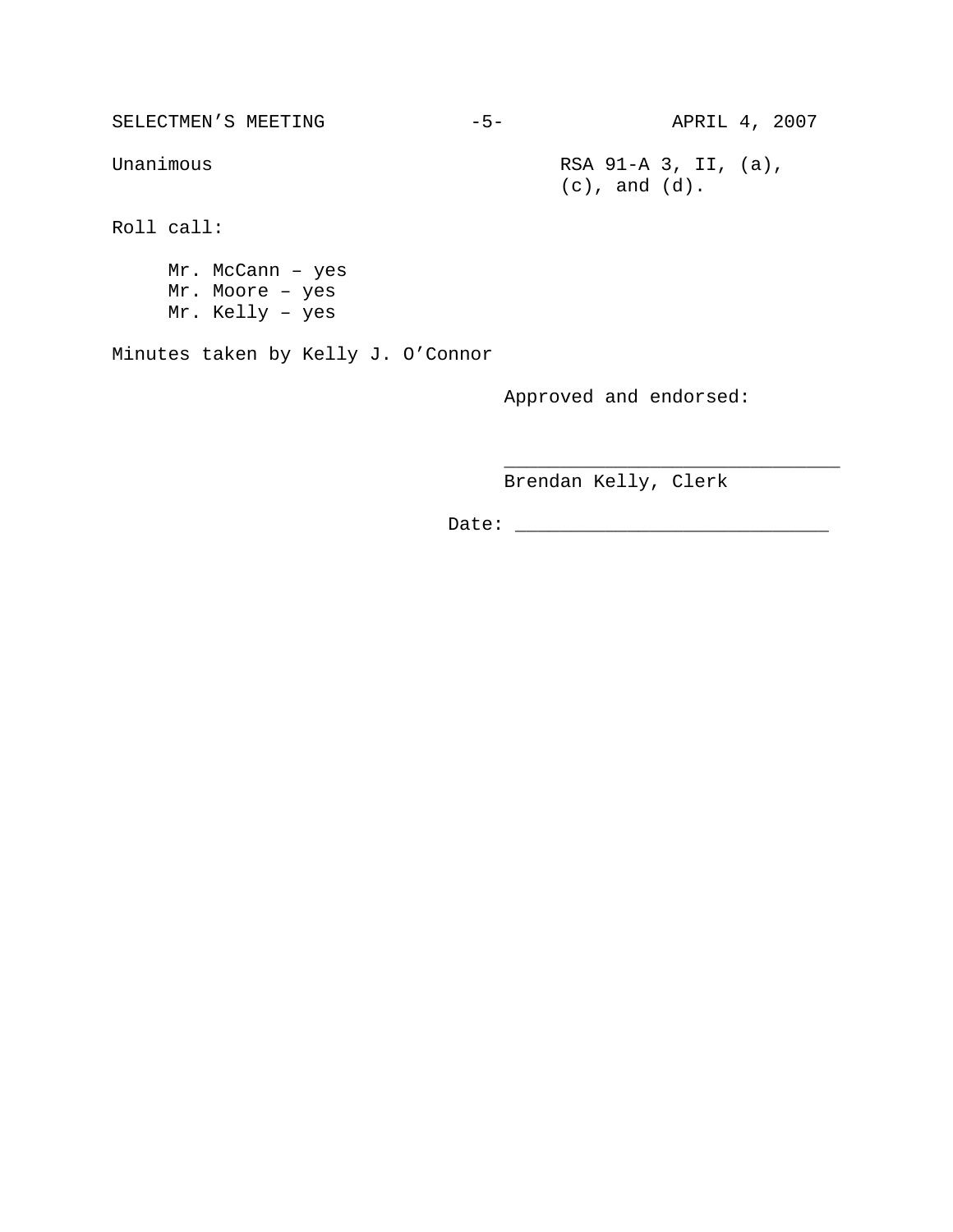Unanimous RSA 91-A 3, II, (a), (c), and (d).

Roll call:

Mr. McCann – yes
Mr. Moore – yes
Mr. Kelly – yes

Minutes taken by Kelly J. O'Connor

Approved and endorsed:

______________________________
Brendan Kelly, Clerk

Date: ____________________________